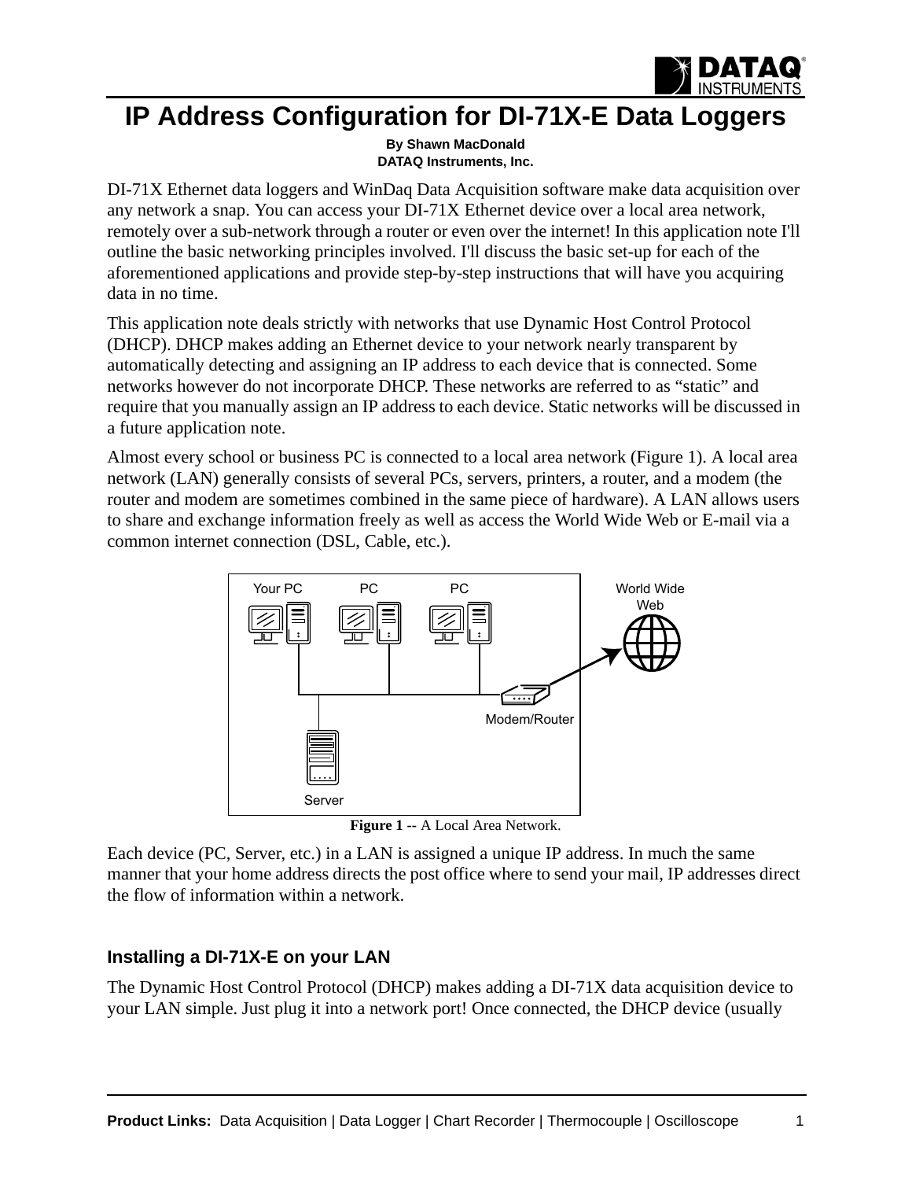# IP Address Configuration for DI-71X-E Data Loggers

**By Shawn MacDonald**
**DATAQ Instruments, Inc.**

DI-71X Ethernet data loggers and WinDaq Data Acquisition software make data acquisition over any network a snap. You can access your DI-71X Ethernet device over a local area network, remotely over a sub-network through a router or even over the internet! In this application note I'll outline the basic networking principles involved. I'll discuss the basic set-up for each of the aforementioned applications and provide step-by-step instructions that will have you acquiring data in no time.

This application note deals strictly with networks that use Dynamic Host Control Protocol (DHCP). DHCP makes adding an Ethernet device to your network nearly transparent by automatically detecting and assigning an IP address to each device that is connected. Some networks however do not incorporate DHCP. These networks are referred to as "static" and require that you manually assign an IP address to each device. Static networks will be discussed in a future application note.

Almost every school or business PC is connected to a local area network (Figure 1). A local area network (LAN) generally consists of several PCs, servers, printers, a router, and a modem (the router and modem are sometimes combined in the same piece of hardware). A LAN allows users to share and exchange information freely as well as access the World Wide Web or E-mail via a common internet connection (DSL, Cable, etc.).

**Figure 1** -- A Local Area Network.

Each device (PC, Server, etc.) in a LAN is assigned a unique IP address. In much the same manner that your home address directs the post office where to send your mail, IP addresses direct the flow of information within a network.

### Installing a DI-71X-E on your LAN

The Dynamic Host Control Protocol (DHCP) makes adding a DI-71X data acquisition device to your LAN simple. Just plug it into a network port! Once connected, the DHCP device (usually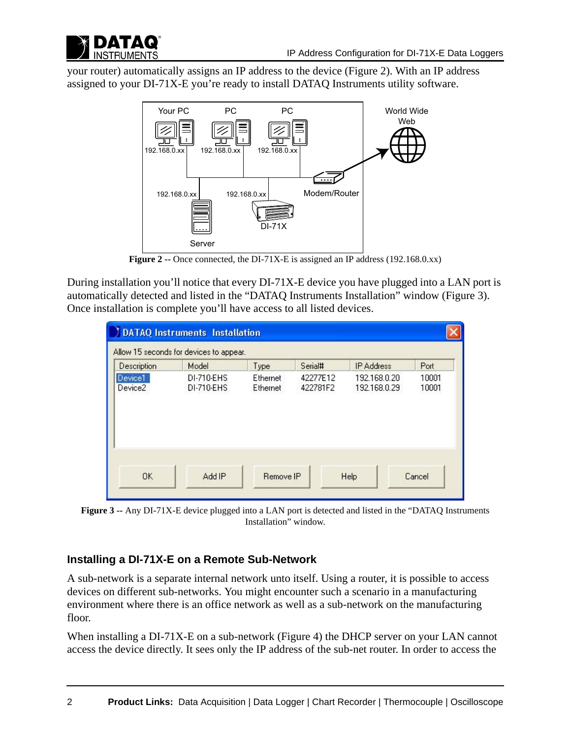your router) automatically assigns an IP address to the device (Figure 2). With an IP address assigned to your DI-71X-E you're ready to install DATAQ Instruments utility software.

**Figure 2** -- Once connected, the DI-71X-E is assigned an IP address (192.168.0.xx)

During installation you'll notice that every DI-71X-E device you have plugged into a LAN port is automatically detected and listed in the "DATAQ Instruments Installation" window (Figure 3). Once installation is complete you'll have access to all listed devices.

**Figure 3** -- Any DI-71X-E device plugged into a LAN port is detected and listed in the "DATAQ Instruments Installation" window.

## Installing a DI-71X-E on a Remote Sub-Network

A sub-network is a separate internal network unto itself. Using a router, it is possible to access devices on different sub-networks. You might encounter such a scenario in a manufacturing environment where there is an office network as well as a sub-network on the manufacturing floor.

When installing a DI-71X-E on a sub-network (Figure 4) the DHCP server on your LAN cannot access the device directly. It sees only the IP address of the sub-net router. In order to access the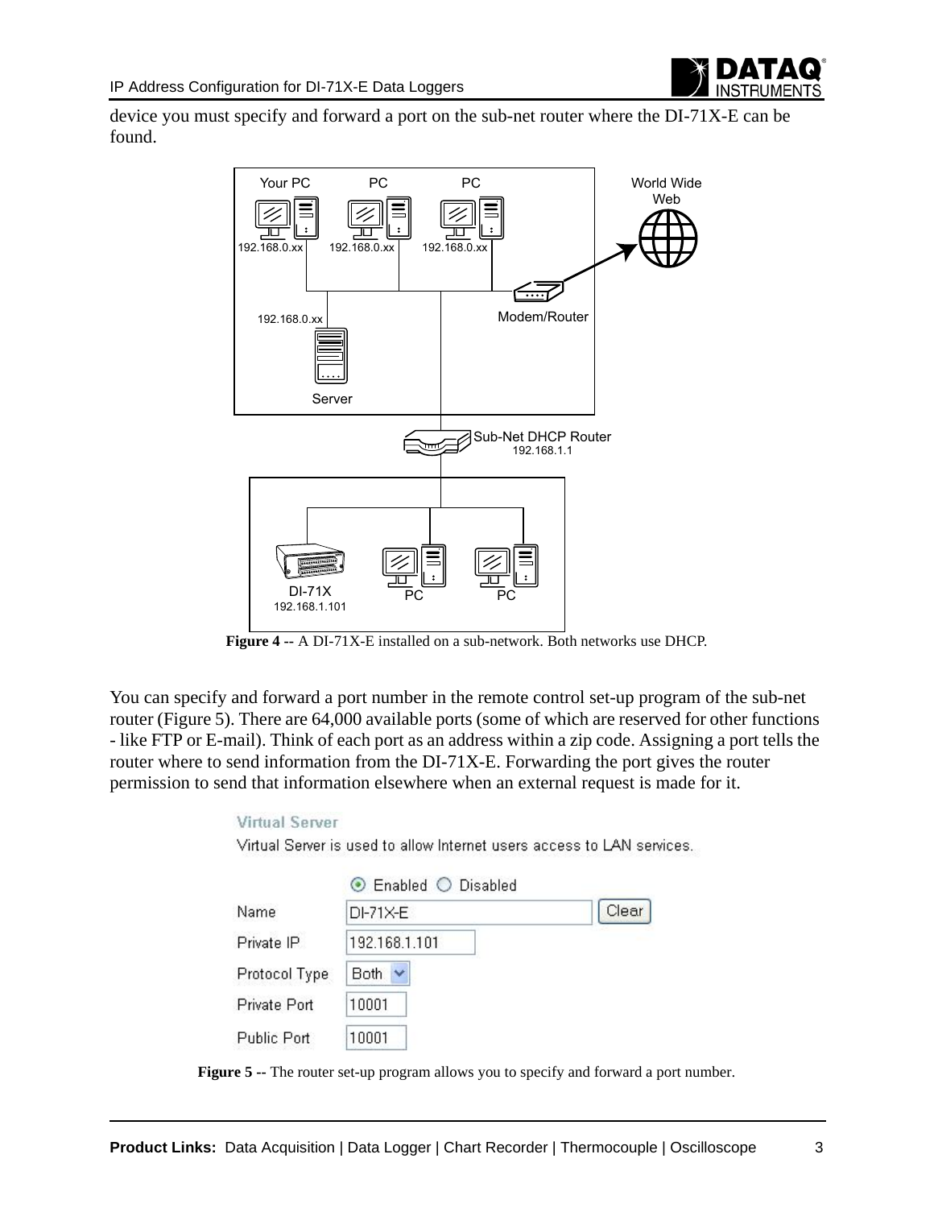device you must specify and forward a port on the sub-net router where the DI-71X-E can be found.

**Figure 4** -- A DI-71X-E installed on a sub-network. Both networks use DHCP.

You can specify and forward a port number in the remote control set-up program of the sub-net router (Figure 5). There are 64,000 available ports (some of which are reserved for other functions - like FTP or E-mail). Think of each port as an address within a zip code. Assigning a port tells the router where to send information from the DI-71X-E. Forwarding the port gives the router permission to send that information elsewhere when an external request is made for it.

**Figure 5** -- The router set-up program allows you to specify and forward a port number.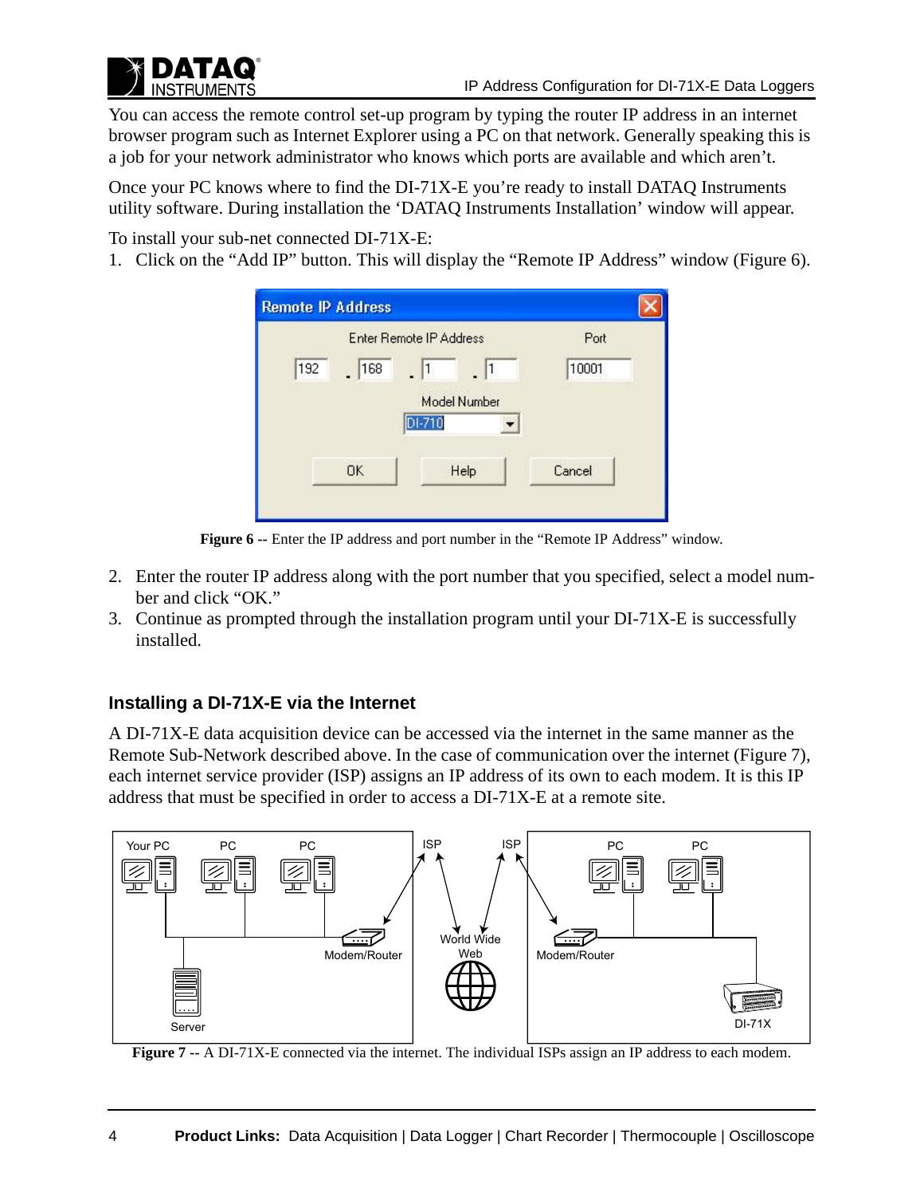You can access the remote control set-up program by typing the router IP address in an internet browser program such as Internet Explorer using a PC on that network. Generally speaking this is a job for your network administrator who knows which ports are available and which aren't.

Once your PC knows where to find the DI-71X-E you're ready to install DATAQ Instruments utility software. During installation the 'DATAQ Instruments Installation' window will appear.

To install your sub-net connected DI-71X-E:

1. Click on the "Add IP" button. This will display the "Remote IP Address" window (Figure 6).

**Figure 6** -- Enter the IP address and port number in the "Remote IP Address" window.

2. Enter the router IP address along with the port number that you specified, select a model number and click "OK."
3. Continue as prompted through the installation program until your DI-71X-E is successfully installed.

### Installing a DI-71X-E via the Internet

A DI-71X-E data acquisition device can be accessed via the internet in the same manner as the Remote Sub-Network described above. In the case of communication over the internet (Figure 7), each internet service provider (ISP) assigns an IP address of its own to each modem. It is this IP address that must be specified in order to access a DI-71X-E at a remote site.

**Figure 7** -- A DI-71X-E connected via the internet. The individual ISPs assign an IP address to each modem.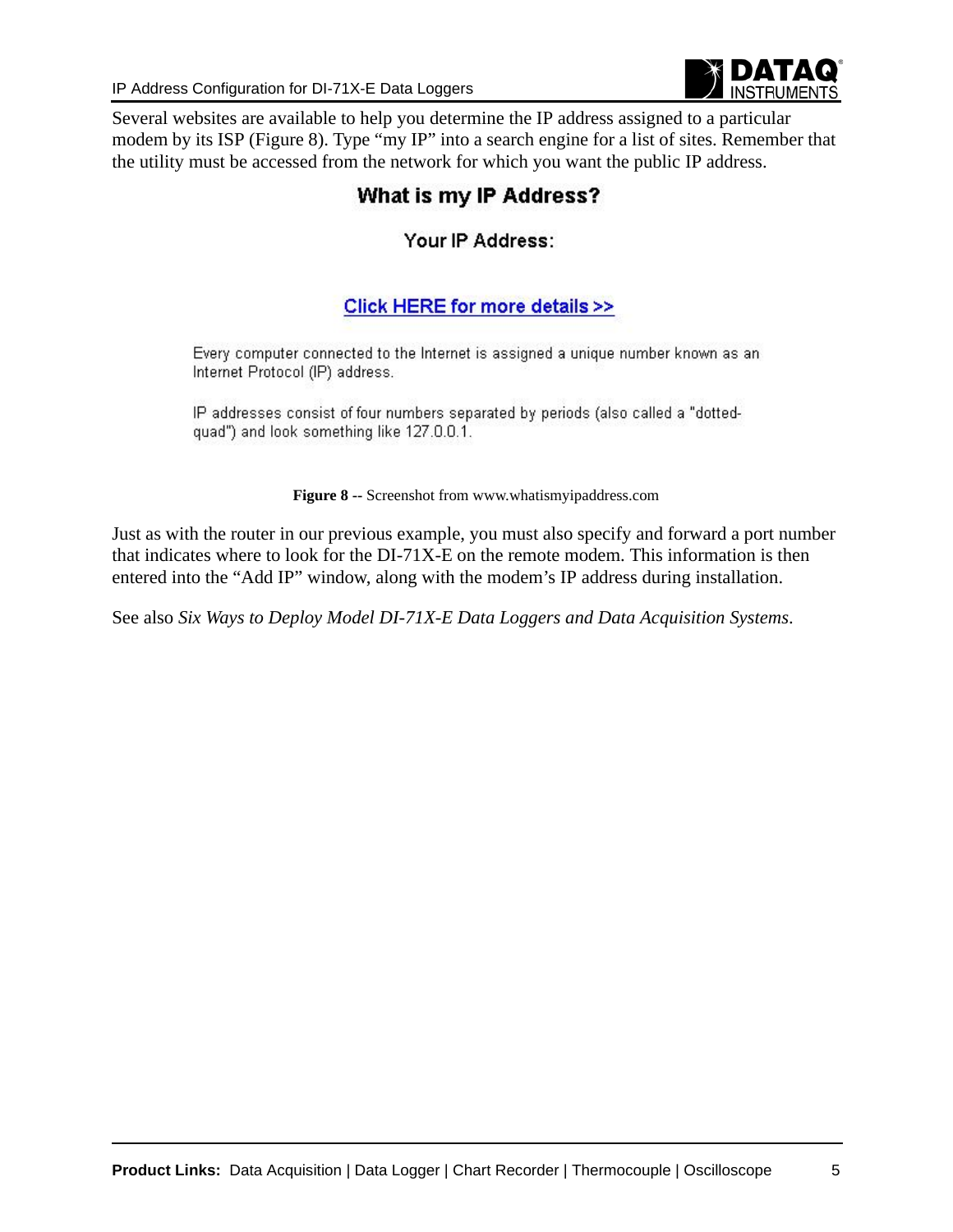Several websites are available to help you determine the IP address assigned to a particular modem by its ISP (Figure 8). Type "my IP" into a search engine for a list of sites. Remember that the utility must be accessed from the network for which you want the public IP address.

**What is my IP Address?**

**Your IP Address:**

Click HERE for more details >>

Every computer connected to the Internet is assigned a unique number known as an Internet Protocol (IP) address.

IP addresses consist of four numbers separated by periods (also called a "dotted-quad") and look something like 127.0.0.1.

**Figure 8** -- Screenshot from www.whatismyipaddress.com

Just as with the router in our previous example, you must also specify and forward a port number that indicates where to look for the DI-71X-E on the remote modem. This information is then entered into the "Add IP" window, along with the modem's IP address during installation.

See also *Six Ways to Deploy Model DI-71X-E Data Loggers and Data Acquisition Systems*.

**Product Links:** Data Acquisition | Data Logger | Chart Recorder | Thermocouple | Oscilloscope